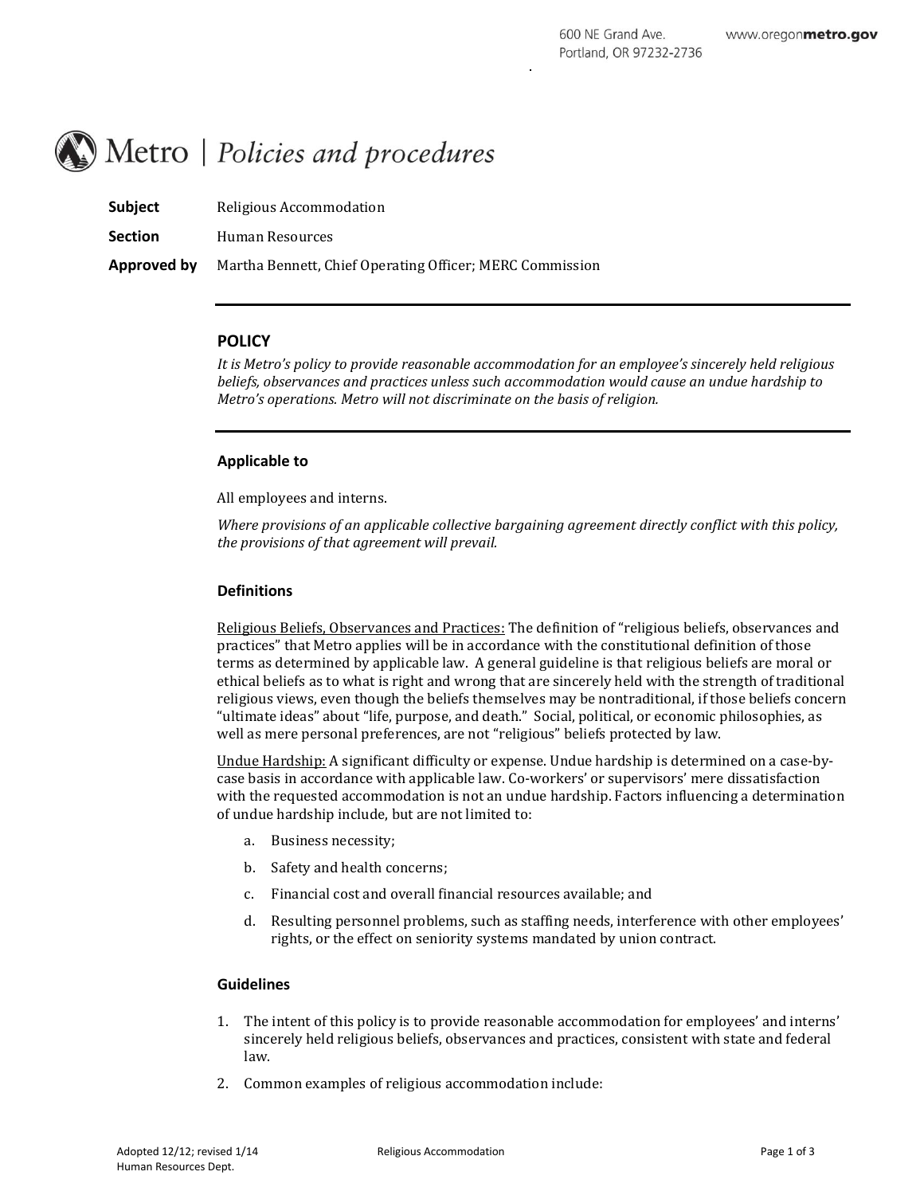600 NE Grand Ave.
Portland, OR 97232-2736
www.oregonmetro.gov

# Metro | *Policies and procedures*

**Subject** Religious Accommodation

**Section** Human Resources

**Approved by** Martha Bennett, Chief Operating Officer; MERC Commission

---

## POLICY

*It is Metro's policy to provide reasonable accommodation for an employee's sincerely held religious beliefs, observances and practices unless such accommodation would cause an undue hardship to Metro's operations. Metro will not discriminate on the basis of religion.*

---

### Applicable to

All employees and interns.

*Where provisions of an applicable collective bargaining agreement directly conflict with this policy, the provisions of that agreement will prevail.*

### Definitions

Religious Beliefs, Observances and Practices: The definition of "religious beliefs, observances and practices" that Metro applies will be in accordance with the constitutional definition of those terms as determined by applicable law. A general guideline is that religious beliefs are moral or ethical beliefs as to what is right and wrong that are sincerely held with the strength of traditional religious views, even though the beliefs themselves may be nontraditional, if those beliefs concern "ultimate ideas" about "life, purpose, and death." Social, political, or economic philosophies, as well as mere personal preferences, are not "religious" beliefs protected by law.

Undue Hardship: A significant difficulty or expense. Undue hardship is determined on a case-by-case basis in accordance with applicable law. Co-workers' or supervisors' mere dissatisfaction with the requested accommodation is not an undue hardship. Factors influencing a determination of undue hardship include, but are not limited to:

a. Business necessity;

b. Safety and health concerns;

c. Financial cost and overall financial resources available; and

d. Resulting personnel problems, such as staffing needs, interference with other employees' rights, or the effect on seniority systems mandated by union contract.

### Guidelines

1. The intent of this policy is to provide reasonable accommodation for employees' and interns' sincerely held religious beliefs, observances and practices, consistent with state and federal law.
2. Common examples of religious accommodation include:

Adopted 12/12; revised 1/14
Human Resources Dept.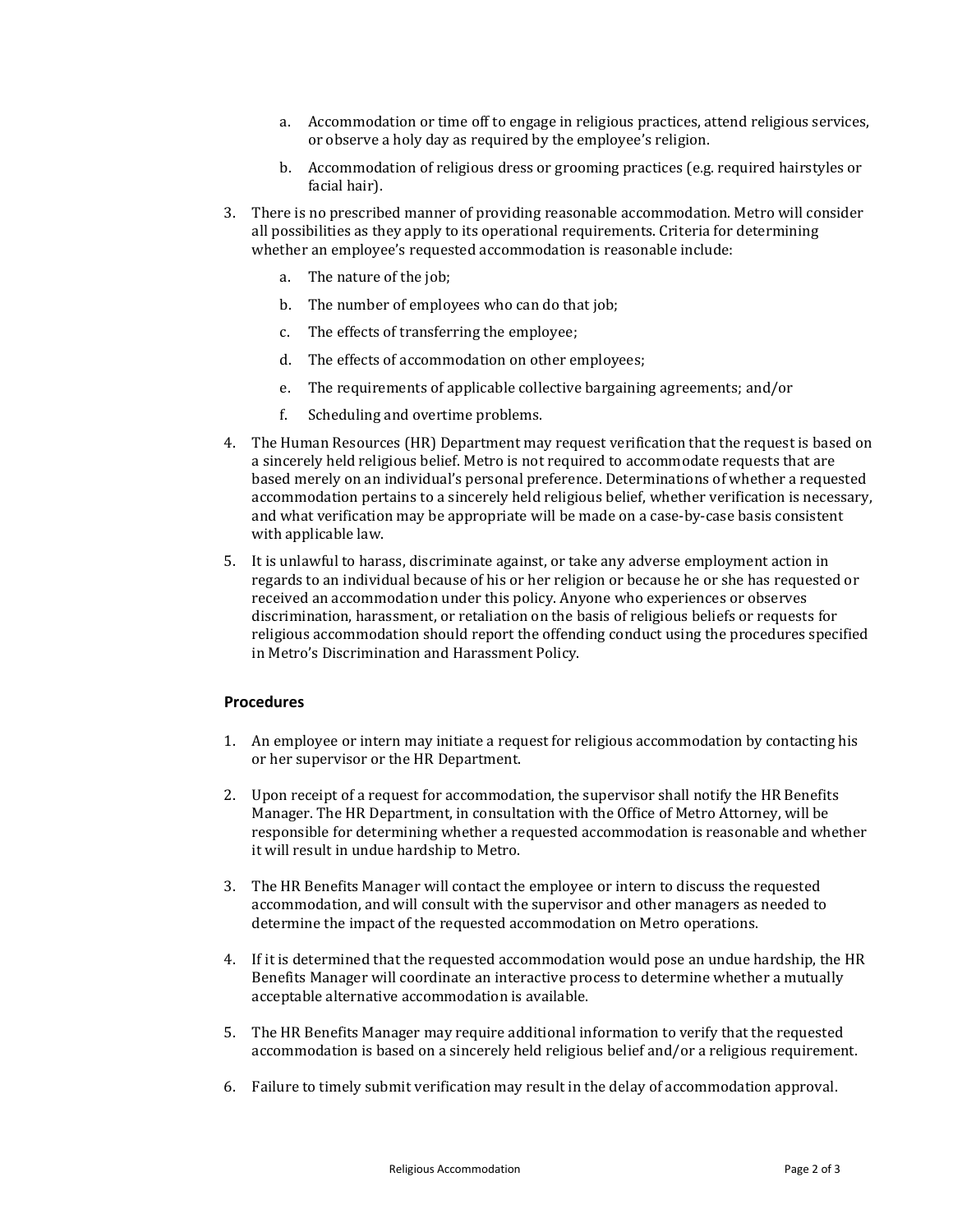a. Accommodation or time off to engage in religious practices, attend religious services, or observe a holy day as required by the employee's religion.

   b. Accommodation of religious dress or grooming practices (e.g. required hairstyles or facial hair).

3. There is no prescribed manner of providing reasonable accommodation. Metro will consider all possibilities as they apply to its operational requirements. Criteria for determining whether an employee's requested accommodation is reasonable include:

   a. The nature of the job;

   b. The number of employees who can do that job;

   c. The effects of transferring the employee;

   d. The effects of accommodation on other employees;

   e. The requirements of applicable collective bargaining agreements; and/or

   f. Scheduling and overtime problems.

4. The Human Resources (HR) Department may request verification that the request is based on a sincerely held religious belief. Metro is not required to accommodate requests that are based merely on an individual's personal preference. Determinations of whether a requested accommodation pertains to a sincerely held religious belief, whether verification is necessary, and what verification may be appropriate will be made on a case-by-case basis consistent with applicable law.

5. It is unlawful to harass, discriminate against, or take any adverse employment action in regards to an individual because of his or her religion or because he or she has requested or received an accommodation under this policy. Anyone who experiences or observes discrimination, harassment, or retaliation on the basis of religious beliefs or requests for religious accommodation should report the offending conduct using the procedures specified in Metro's Discrimination and Harassment Policy.

### Procedures

1. An employee or intern may initiate a request for religious accommodation by contacting his or her supervisor or the HR Department.

2. Upon receipt of a request for accommodation, the supervisor shall notify the HR Benefits Manager. The HR Department, in consultation with the Office of Metro Attorney, will be responsible for determining whether a requested accommodation is reasonable and whether it will result in undue hardship to Metro.

3. The HR Benefits Manager will contact the employee or intern to discuss the requested accommodation, and will consult with the supervisor and other managers as needed to determine the impact of the requested accommodation on Metro operations.

4. If it is determined that the requested accommodation would pose an undue hardship, the HR Benefits Manager will coordinate an interactive process to determine whether a mutually acceptable alternative accommodation is available.

5. The HR Benefits Manager may require additional information to verify that the requested accommodation is based on a sincerely held religious belief and/or a religious requirement.

6. Failure to timely submit verification may result in the delay of accommodation approval.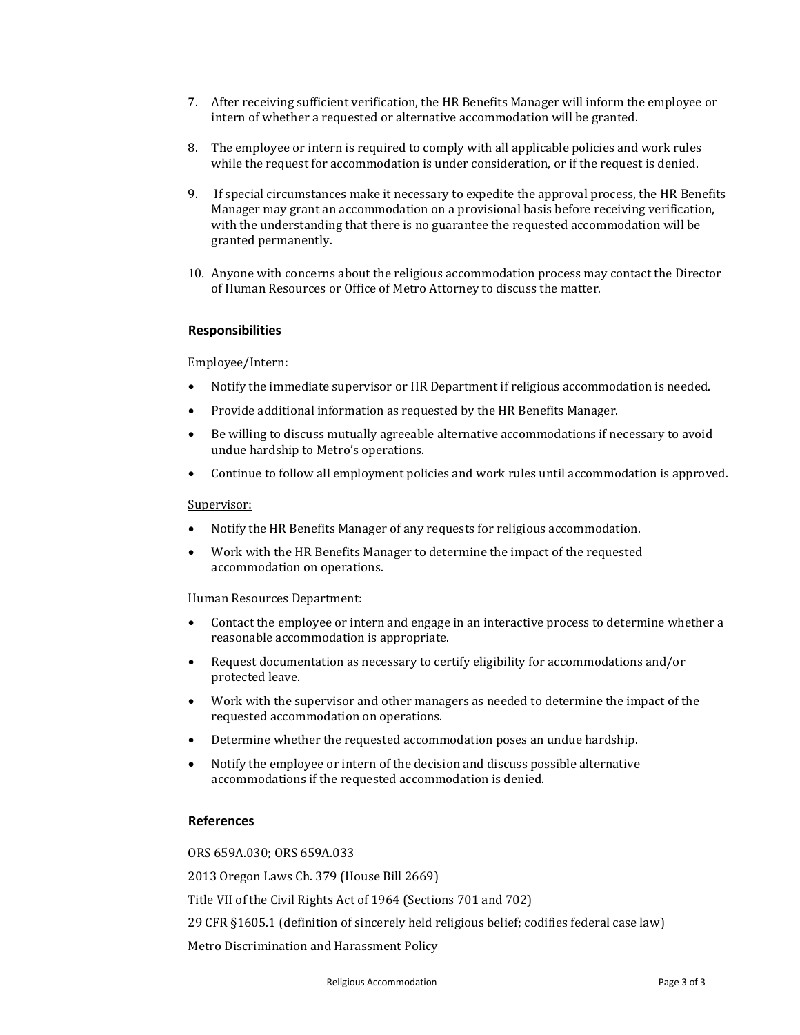7. After receiving sufficient verification, the HR Benefits Manager will inform the employee or intern of whether a requested or alternative accommodation will be granted.

8. The employee or intern is required to comply with all applicable policies and work rules while the request for accommodation is under consideration, or if the request is denied.

9. If special circumstances make it necessary to expedite the approval process, the HR Benefits Manager may grant an accommodation on a provisional basis before receiving verification, with the understanding that there is no guarantee the requested accommodation will be granted permanently.

10. Anyone with concerns about the religious accommodation process may contact the Director of Human Resources or Office of Metro Attorney to discuss the matter.

## Responsibilities

Employee/Intern:

- Notify the immediate supervisor or HR Department if religious accommodation is needed.
- Provide additional information as requested by the HR Benefits Manager.
- Be willing to discuss mutually agreeable alternative accommodations if necessary to avoid undue hardship to Metro's operations.
- Continue to follow all employment policies and work rules until accommodation is approved.

Supervisor:

- Notify the HR Benefits Manager of any requests for religious accommodation.
- Work with the HR Benefits Manager to determine the impact of the requested accommodation on operations.

Human Resources Department:

- Contact the employee or intern and engage in an interactive process to determine whether a reasonable accommodation is appropriate.
- Request documentation as necessary to certify eligibility for accommodations and/or protected leave.
- Work with the supervisor and other managers as needed to determine the impact of the requested accommodation on operations.
- Determine whether the requested accommodation poses an undue hardship.
- Notify the employee or intern of the decision and discuss possible alternative accommodations if the requested accommodation is denied.

## References

ORS 659A.030; ORS 659A.033

2013 Oregon Laws Ch. 379 (House Bill 2669)

Title VII of the Civil Rights Act of 1964 (Sections 701 and 702)

29 CFR §1605.1 (definition of sincerely held religious belief; codifies federal case law)

Metro Discrimination and Harassment Policy